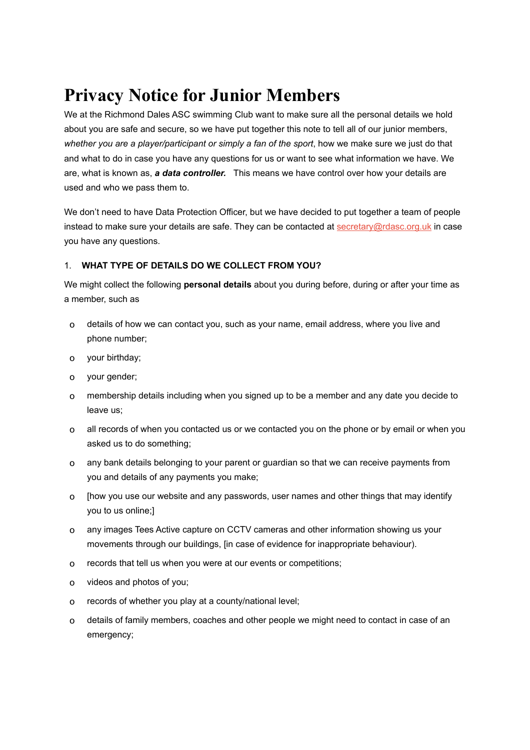# Privacy Notice for Junior Members

We at the Richmond Dales ASC swimming Club want to make sure all the personal details we hold about you are safe and secure, so we have put together this note to tell all of our junior members, *whether you are a player/participant or simply a fan of the sport*, how we make sure we just do that and what to do in case you have any questions for us or want to see what information we have. We are, what is known as, ***a data controller.*** This means we have control over how your details are used and who we pass them to.

We don't need to have Data Protection Officer, but we have decided to put together a team of people instead to make sure your details are safe. They can be contacted at secretary@rdasc.org.uk in case you have any questions.

1. **WHAT TYPE OF DETAILS DO WE COLLECT FROM YOU?**

We might collect the following **personal details** about you during before, during or after your time as a member, such as

- details of how we can contact you, such as your name, email address, where you live and phone number;
- your birthday;
- your gender;
- membership details including when you signed up to be a member and any date you decide to leave us;
- all records of when you contacted us or we contacted you on the phone or by email or when you asked us to do something;
- any bank details belonging to your parent or guardian so that we can receive payments from you and details of any payments you make;
- [how you use our website and any passwords, user names and other things that may identify you to us online;]
- any images Tees Active capture on CCTV cameras and other information showing us your movements through our buildings, [in case of evidence for inappropriate behaviour).
- records that tell us when you were at our events or competitions;
- videos and photos of you;
- records of whether you play at a county/national level;
- details of family members, coaches and other people we might need to contact in case of an emergency;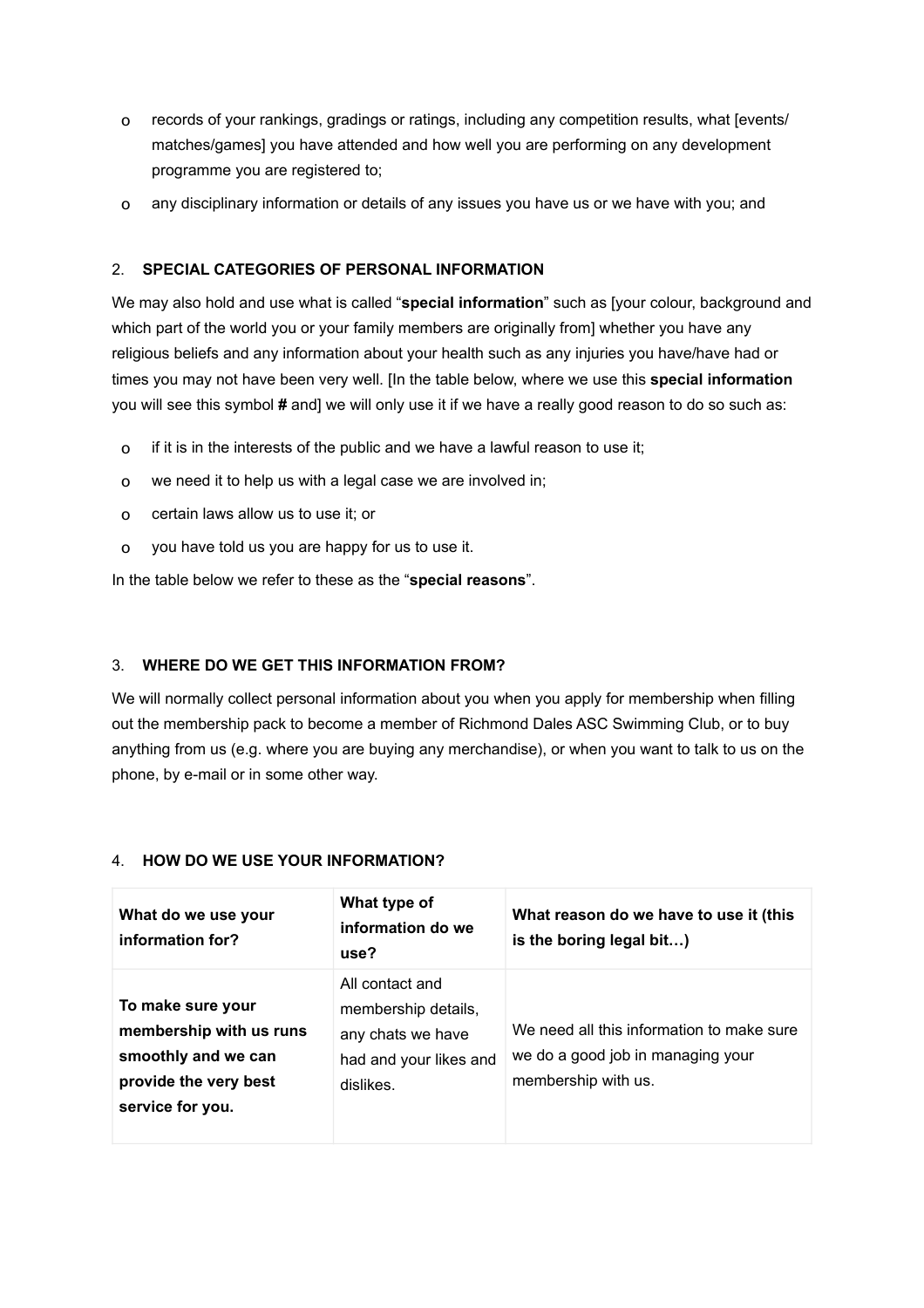- records of your rankings, gradings or ratings, including any competition results, what [events/ matches/games] you have attended and how well you are performing on any development programme you are registered to;
- any disciplinary information or details of any issues you have us or we have with you; and

## 2. **SPECIAL CATEGORIES OF PERSONAL INFORMATION**

We may also hold and use what is called "**special information**" such as [your colour, background and which part of the world you or your family members are originally from] whether you have any religious beliefs and any information about your health such as any injuries you have/have had or times you may not have been very well. [In the table below, where we use this **special information** you will see this symbol **#** and] we will only use it if we have a really good reason to do so such as:

- if it is in the interests of the public and we have a lawful reason to use it;
- we need it to help us with a legal case we are involved in;
- certain laws allow us to use it; or
- you have told us you are happy for us to use it.

In the table below we refer to these as the "**special reasons**".

## 3. **WHERE DO WE GET THIS INFORMATION FROM?**

We will normally collect personal information about you when you apply for membership when filling out the membership pack to become a member of Richmond Dales ASC Swimming Club, or to buy anything from us (e.g. where you are buying any merchandise), or when you want to talk to us on the phone, by e-mail or in some other way.

## 4. **HOW DO WE USE YOUR INFORMATION?**

| **What do we use your information for?** | **What type of information do we use?** | **What reason do we have to use it (this is the boring legal bit…)** |
| --- | --- | --- |
| **To make sure your membership with us runs smoothly and we can provide the very best service for you.** | All contact and membership details, any chats we have had and your likes and dislikes. | We need all this information to make sure we do a good job in managing your membership with us. |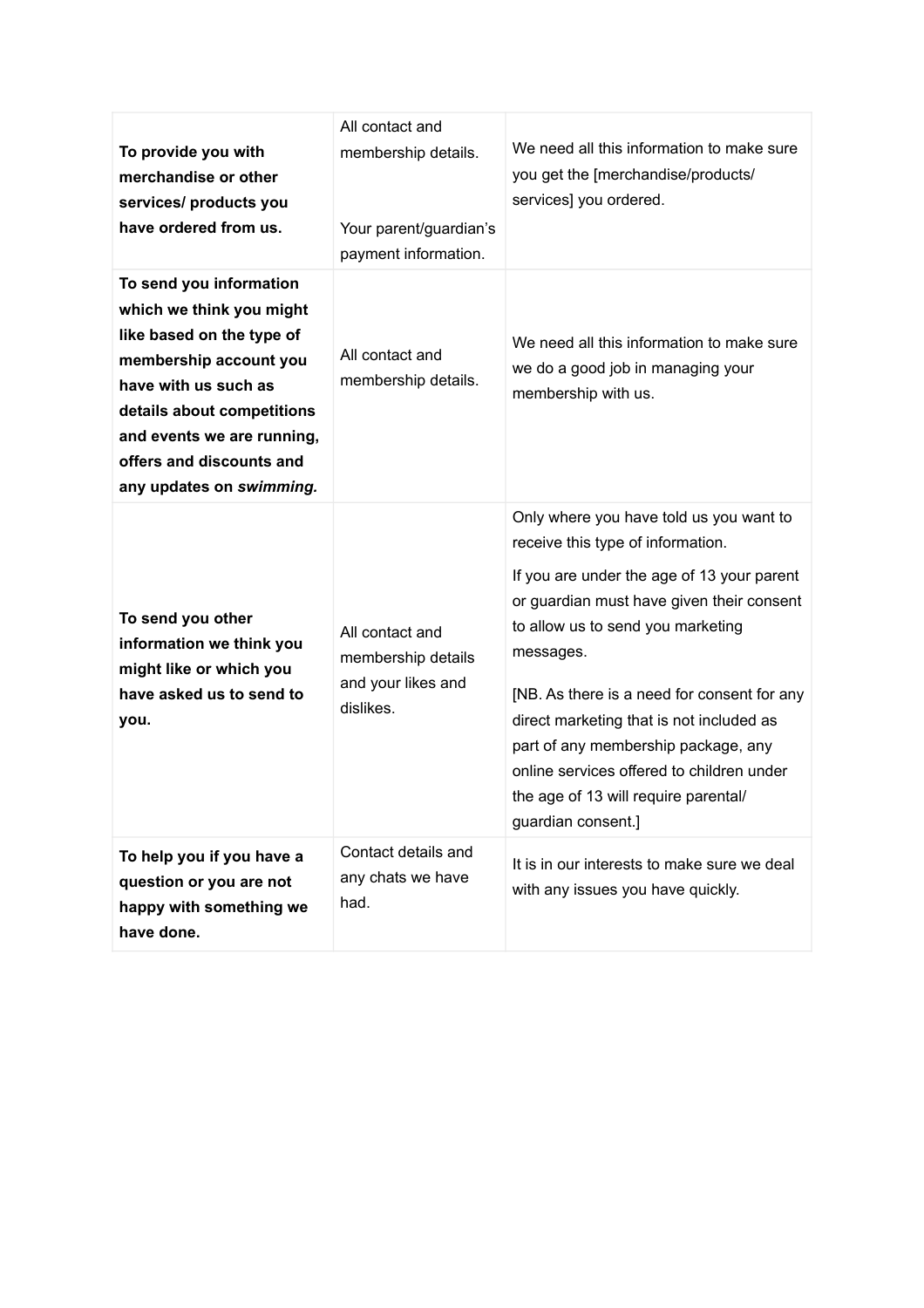| | | |
|---|---|---|
| **To provide you with merchandise or other services/ products you have ordered from us.** | All contact and membership details.<br><br>Your parent/guardian's payment information. | We need all this information to make sure you get the [merchandise/products/ services] you ordered. |
| **To send you information which we think you might like based on the type of membership account you have with us such as details about competitions and events we are running, offers and discounts and any updates on *swimming.*** | All contact and membership details. | We need all this information to make sure we do a good job in managing your membership with us. |
| **To send you other information we think you might like or which you have asked us to send to you.** | All contact and membership details and your likes and dislikes. | Only where you have told us you want to receive this type of information.<br><br>If you are under the age of 13 your parent or guardian must have given their consent to allow us to send you marketing messages.<br><br>[NB. As there is a need for consent for any direct marketing that is not included as part of any membership package, any online services offered to children under the age of 13 will require parental/ guardian consent.] |
| **To help you if you have a question or you are not happy with something we have done.** | Contact details and any chats we have had. | It is in our interests to make sure we deal with any issues you have quickly. |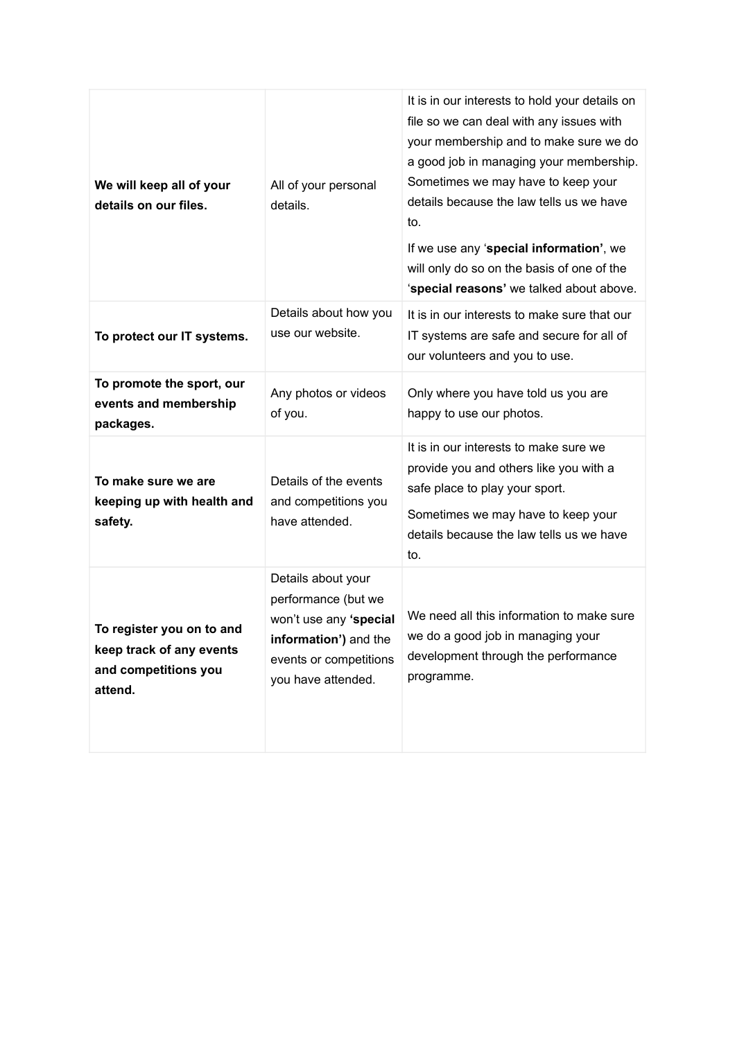| | | |
|---|---|---|
| **We will keep all of your details on our files.** | All of your personal details. | It is in our interests to hold your details on file so we can deal with any issues with your membership and to make sure we do a good job in managing your membership. Sometimes we may have to keep your details because the law tells us we have to.<br><br>If we use any '**special information'**, we will only do so on the basis of one of the '**special reasons'** we talked about above. |
| **To protect our IT systems.** | Details about how you use our website. | It is in our interests to make sure that our IT systems are safe and secure for all of our volunteers and you to use. |
| **To promote the sport, our events and membership packages.** | Any photos or videos of you. | Only where you have told us you are happy to use our photos. |
| **To make sure we are keeping up with health and safety.** | Details of the events and competitions you have attended. | It is in our interests to make sure we provide you and others like you with a safe place to play your sport.<br><br>Sometimes we may have to keep your details because the law tells us we have to. |
| **To register you on to and keep track of any events and competitions you attend.** | Details about your performance (but we won't use any **'special information')** and the events or competitions you have attended. | We need all this information to make sure we do a good job in managing your development through the performance programme. |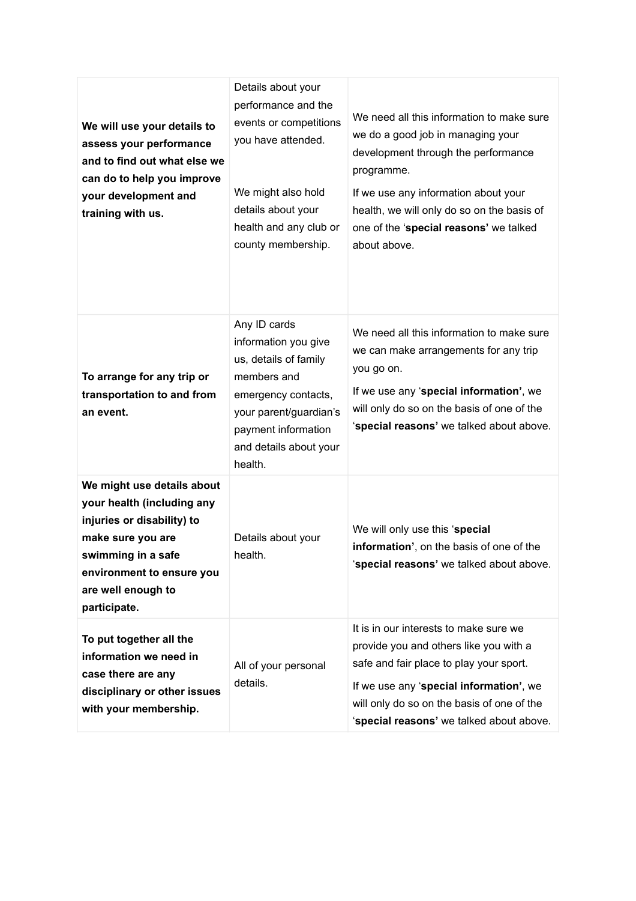| | | |
|---|---|---|
| **We will use your details to assess your performance and to find out what else we can do to help you improve your development and training with us.** | Details about your performance and the events or competitions you have attended.<br><br>We might also hold details about your health and any club or county membership. | We need all this information to make sure we do a good job in managing your development through the performance programme.<br><br>If we use any information about your health, we will only do so on the basis of one of the '**special reasons'** we talked about above. |
| **To arrange for any trip or transportation to and from an event.** | Any ID cards information you give us, details of family members and emergency contacts, your parent/guardian's payment information and details about your health. | We need all this information to make sure we can make arrangements for any trip you go on.<br><br>If we use any '**special information'**, we will only do so on the basis of one of the '**special reasons'** we talked about above. |
| **We might use details about your health (including any injuries or disability) to make sure you are swimming in a safe environment to ensure you are well enough to participate.** | Details about your health. | We will only use this '**special information'**, on the basis of one of the '**special reasons'** we talked about above. |
| **To put together all the information we need in case there are any disciplinary or other issues with your membership.** | All of your personal details. | It is in our interests to make sure we provide you and others like you with a safe and fair place to play your sport.<br><br>If we use any '**special information'**, we will only do so on the basis of one of the '**special reasons'** we talked about above. |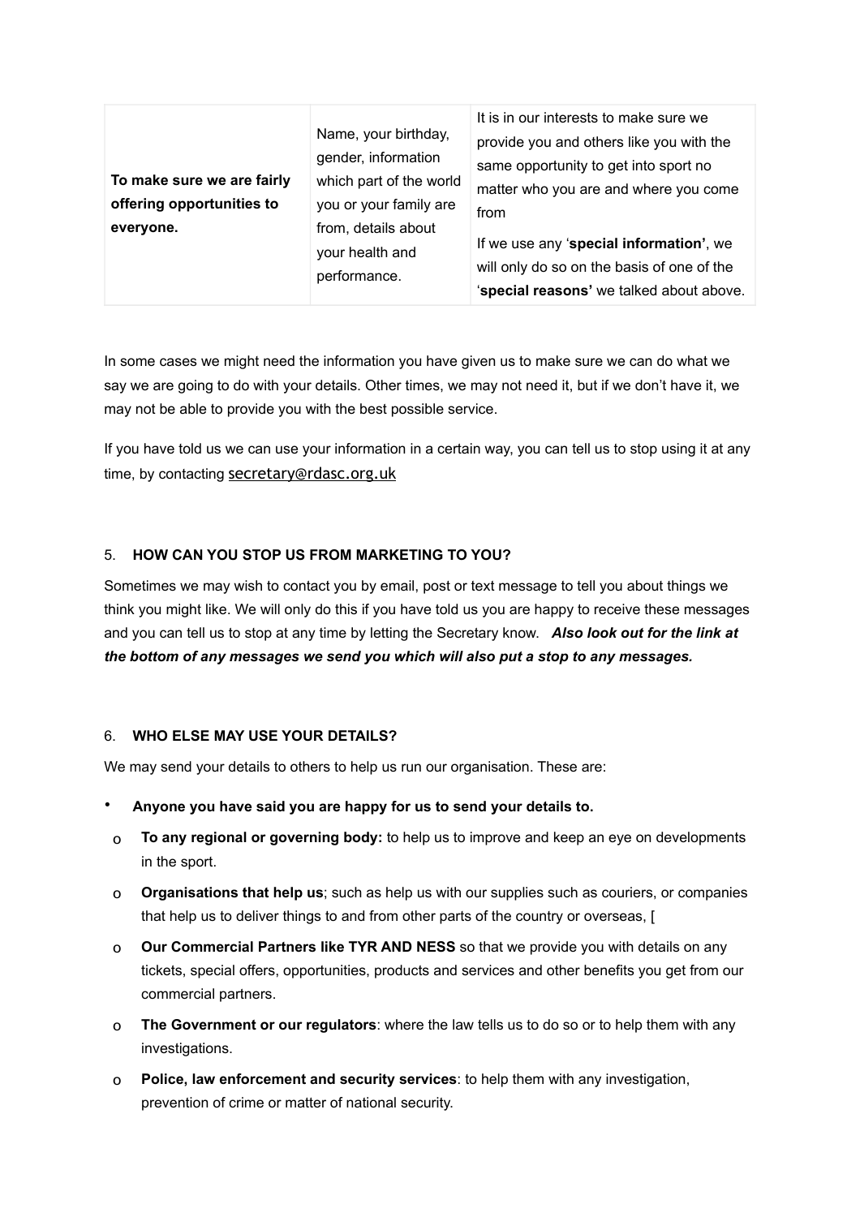| | | |
|---|---|---|
| **To make sure we are fairly offering opportunities to everyone.** | Name, your birthday, gender, information which part of the world you or your family are from, details about your health and performance. | It is in our interests to make sure we provide you and others like you with the same opportunity to get into sport no matter who you are and where you come from<br><br>If we use any '**special information'**, we will only do so on the basis of one of the '**special reasons'** we talked about above. |

In some cases we might need the information you have given us to make sure we can do what we say we are going to do with your details. Other times, we may not need it, but if we don't have it, we may not be able to provide you with the best possible service.

If you have told us we can use your information in a certain way, you can tell us to stop using it at any time, by contacting secretary@rdasc.org.uk

## 5. HOW CAN YOU STOP US FROM MARKETING TO YOU?

Sometimes we may wish to contact you by email, post or text message to tell you about things we think you might like. We will only do this if you have told us you are happy to receive these messages and you can tell us to stop at any time by letting the Secretary know. ***Also look out for the link at the bottom of any messages we send you which will also put a stop to any messages.***

## 6. WHO ELSE MAY USE YOUR DETAILS?

We may send your details to others to help us run our organisation. These are:

- **Anyone you have said you are happy for us to send your details to.**
  - **To any regional or governing body:** to help us to improve and keep an eye on developments in the sport.
  - **Organisations that help us**; such as help us with our supplies such as couriers, or companies that help us to deliver things to and from other parts of the country or overseas, [
  - **Our Commercial Partners like TYR AND NESS** so that we provide you with details on any tickets, special offers, opportunities, products and services and other benefits you get from our commercial partners.
  - **The Government or our regulators**: where the law tells us to do so or to help them with any investigations.
  - **Police, law enforcement and security services**: to help them with any investigation, prevention of crime or matter of national security.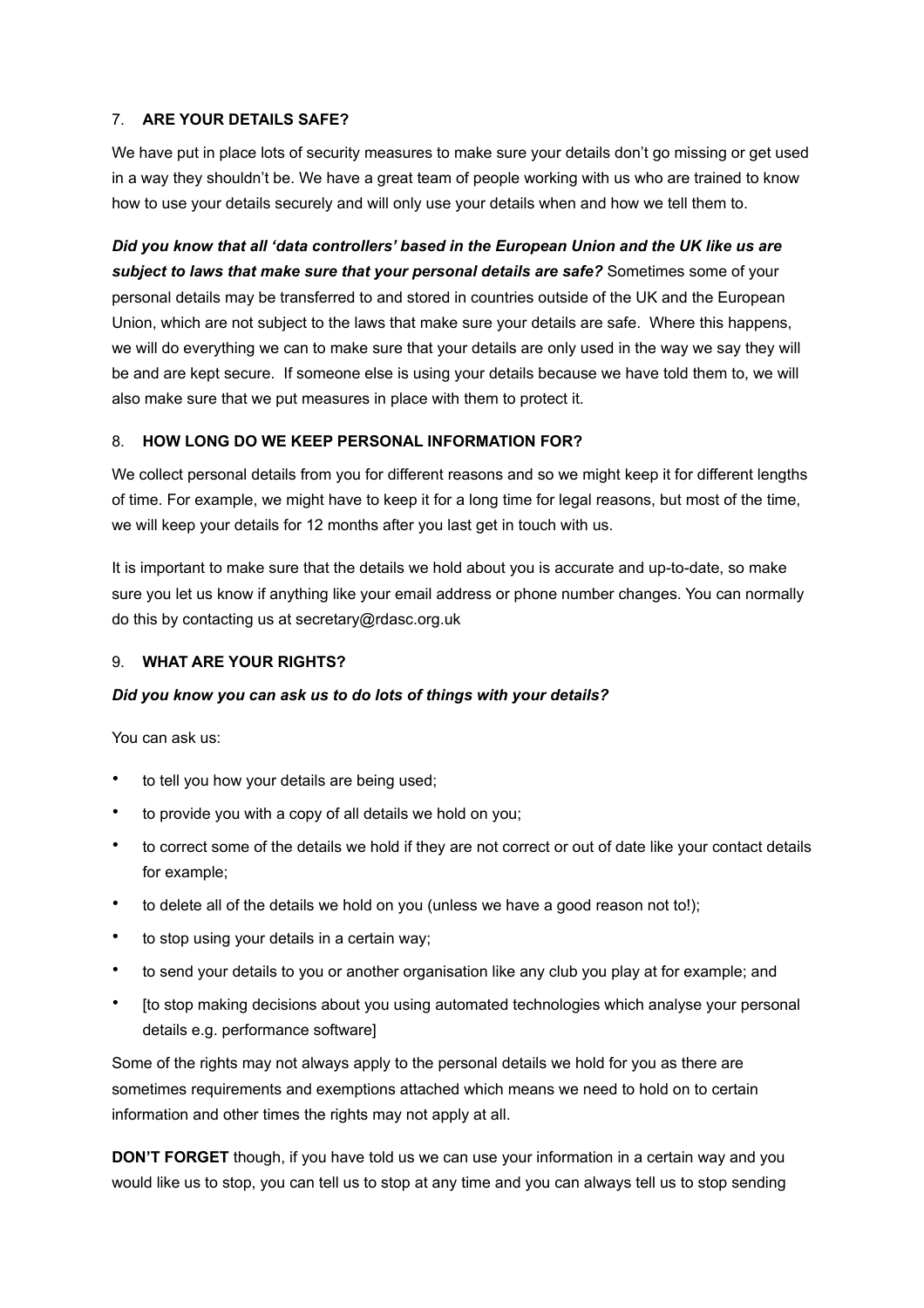## 7. **ARE YOUR DETAILS SAFE?**

We have put in place lots of security measures to make sure your details don't go missing or get used in a way they shouldn't be. We have a great team of people working with us who are trained to know how to use your details securely and will only use your details when and how we tell them to.

***Did you know that all 'data controllers' based in the European Union and the UK like us are subject to laws that make sure that your personal details are safe?*** Sometimes some of your personal details may be transferred to and stored in countries outside of the UK and the European Union, which are not subject to the laws that make sure your details are safe. Where this happens, we will do everything we can to make sure that your details are only used in the way we say they will be and are kept secure. If someone else is using your details because we have told them to, we will also make sure that we put measures in place with them to protect it.

## 8. **HOW LONG DO WE KEEP PERSONAL INFORMATION FOR?**

We collect personal details from you for different reasons and so we might keep it for different lengths of time. For example, we might have to keep it for a long time for legal reasons, but most of the time, we will keep your details for 12 months after you last get in touch with us.

It is important to make sure that the details we hold about you is accurate and up-to-date, so make sure you let us know if anything like your email address or phone number changes. You can normally do this by contacting us at secretary@rdasc.org.uk

## 9. **WHAT ARE YOUR RIGHTS?**

***Did you know you can ask us to do lots of things with your details?***

You can ask us:

- to tell you how your details are being used;
- to provide you with a copy of all details we hold on you;
- to correct some of the details we hold if they are not correct or out of date like your contact details for example;
- to delete all of the details we hold on you (unless we have a good reason not to!);
- to stop using your details in a certain way;
- to send your details to you or another organisation like any club you play at for example; and
- [to stop making decisions about you using automated technologies which analyse your personal details e.g. performance software]

Some of the rights may not always apply to the personal details we hold for you as there are sometimes requirements and exemptions attached which means we need to hold on to certain information and other times the rights may not apply at all.

**DON'T FORGET** though, if you have told us we can use your information in a certain way and you would like us to stop, you can tell us to stop at any time and you can always tell us to stop sending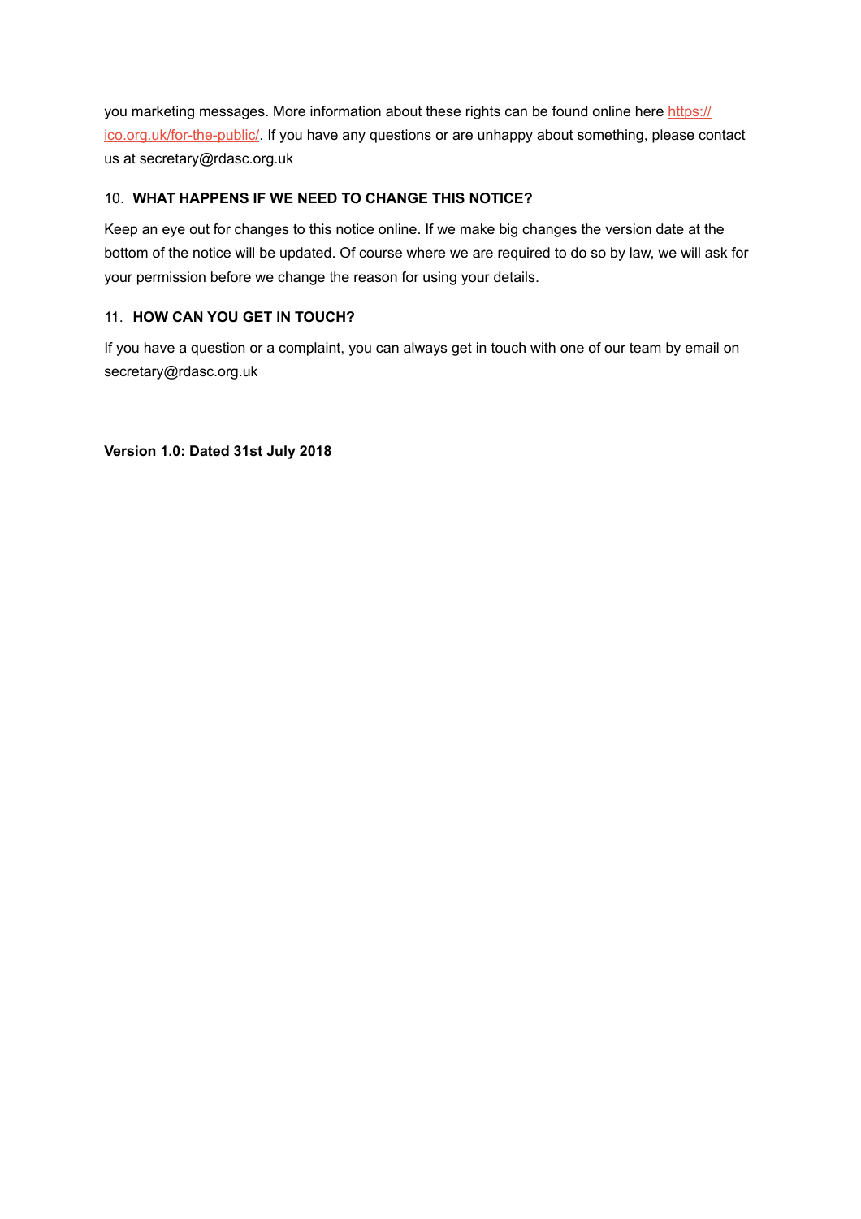you marketing messages. More information about these rights can be found online here [https://ico.org.uk/for-the-public/](https://ico.org.uk/for-the-public/). If you have any questions or are unhappy about something, please contact us at secretary@rdasc.org.uk

## 10. WHAT HAPPENS IF WE NEED TO CHANGE THIS NOTICE?

Keep an eye out for changes to this notice online. If we make big changes the version date at the bottom of the notice will be updated. Of course where we are required to do so by law, we will ask for your permission before we change the reason for using your details.

## 11. HOW CAN YOU GET IN TOUCH?

If you have a question or a complaint, you can always get in touch with one of our team by email on secretary@rdasc.org.uk

**Version 1.0: Dated 31st July 2018**